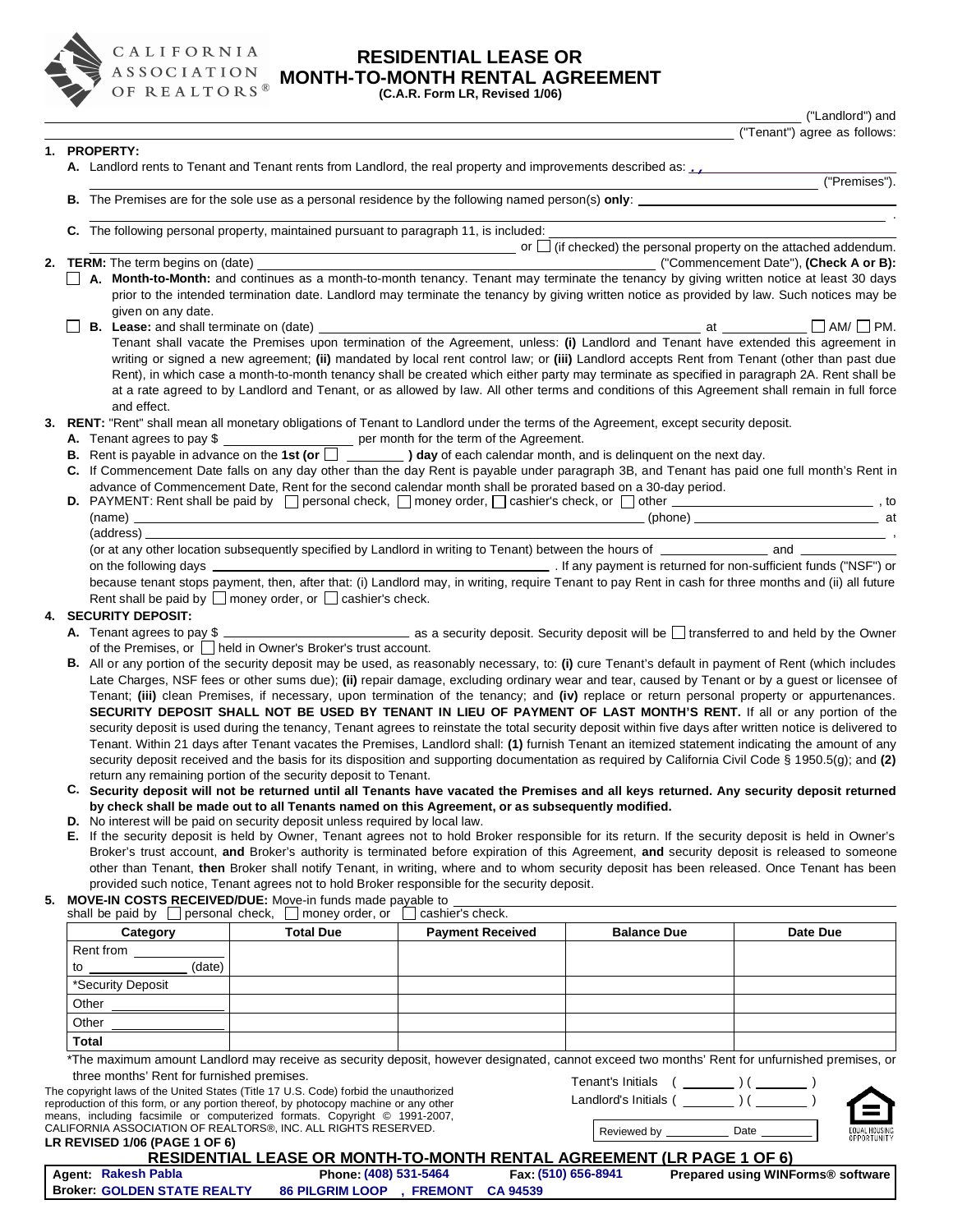CALIFORNIA ASSOCIATION OF REALTORS®

# RESIDENTIAL LEASE OR MONTH-TO-MONTH RENTAL AGREEMENT

**(C.A.R. Form LR, Revised 1/06)**

_______________ ("Landlord") and _______________ ("Tenant") agree as follows:

**1. PROPERTY:**

**A.** Landlord rents to Tenant and Tenant rents from Landlord, the real property and improvements described as: , , _______________ ("Premises").

**B.** The Premises are for the sole use as a personal residence by the following named person(s) **only**: _______________.

**C.** The following personal property, maintained pursuant to paragraph 11, is included: _______________ or ☐ (if checked) the personal property on the attached addendum.

**2. TERM:** The term begins on (date) _______________ ("Commencement Date"), **(Check A or B):**

☐ **A. Month-to-Month:** and continues as a month-to-month tenancy. Tenant may terminate the tenancy by giving written notice at least 30 days prior to the intended termination date. Landlord may terminate the tenancy by giving written notice as provided by law. Such notices may be given on any date.

☐ **B. Lease:** and shall terminate on (date) _______________ at _______ ☐ AM/ ☐ PM. Tenant shall vacate the Premises upon termination of the Agreement, unless: **(i)** Landlord and Tenant have extended this agreement in writing or signed a new agreement; **(ii)** mandated by local rent control law; or **(iii)** Landlord accepts Rent from Tenant (other than past due Rent), in which case a month-to-month tenancy shall be created which either party may terminate as specified in paragraph 2A. Rent shall be at a rate agreed to by Landlord and Tenant, or as allowed by law. All other terms and conditions of this Agreement shall remain in full force and effect.

**3. RENT:** "Rent" shall mean all monetary obligations of Tenant to Landlord under the terms of the Agreement, except security deposit.

**A.** Tenant agrees to pay $ _______________ per month for the term of the Agreement.

**B.** Rent is payable in advance on the **1st (or** ☐ _______ **) day** of each calendar month, and is delinquent on the next day.

**C.** If Commencement Date falls on any day other than the day Rent is payable under paragraph 3B, and Tenant has paid one full month's Rent in advance of Commencement Date, Rent for the second calendar month shall be prorated based on a 30-day period.

**D.** PAYMENT: Rent shall be paid by ☐ personal check, ☐ money order, ☐ cashier's check, or ☐ other _______________, to (name) _______________ (phone) _______________ at (address) _______________, (or at any other location subsequently specified by Landlord in writing to Tenant) between the hours of _______ and _______ on the following days _______________. If any payment is returned for non-sufficient funds ("NSF") or because tenant stops payment, then, after that: (i) Landlord may, in writing, require Tenant to pay Rent in cash for three months and (ii) all future Rent shall be paid by ☐ money order, or ☐ cashier's check.

**4. SECURITY DEPOSIT:**

**A.** Tenant agrees to pay $ _______________ as a security deposit. Security deposit will be ☐ transferred to and held by the Owner of the Premises, or ☐ held in Owner's Broker's trust account.

**B.** All or any portion of the security deposit may be used, as reasonably necessary, to: **(i)** cure Tenant's default in payment of Rent (which includes Late Charges, NSF fees or other sums due); **(ii)** repair damage, excluding ordinary wear and tear, caused by Tenant or by a guest or licensee of Tenant; **(iii)** clean Premises, if necessary, upon termination of the tenancy; and **(iv)** replace or return personal property or appurtenances. **SECURITY DEPOSIT SHALL NOT BE USED BY TENANT IN LIEU OF PAYMENT OF LAST MONTH'S RENT.** If all or any portion of the security deposit is used during the tenancy, Tenant agrees to reinstate the total security deposit within five days after written notice is delivered to Tenant. Within 21 days after Tenant vacates the Premises, Landlord shall: **(1)** furnish Tenant an itemized statement indicating the amount of any security deposit received and the basis for its disposition and supporting documentation as required by California Civil Code § 1950.5(g); and **(2)** return any remaining portion of the security deposit to Tenant.

**C. Security deposit will not be returned until all Tenants have vacated the Premises and all keys returned. Any security deposit returned by check shall be made out to all Tenants named on this Agreement, or as subsequently modified.**

**D.** No interest will be paid on security deposit unless required by local law.

**E.** If the security deposit is held by Owner, Tenant agrees not to hold Broker responsible for its return. If the security deposit is held in Owner's Broker's trust account, **and** Broker's authority is terminated before expiration of this Agreement, **and** security deposit is released to someone other than Tenant, **then** Broker shall notify Tenant, in writing, where and to whom security deposit has been released. Once Tenant has been provided such notice, Tenant agrees not to hold Broker responsible for the security deposit.

**5. MOVE-IN COSTS RECEIVED/DUE:** Move-in funds made payable to _______________ shall be paid by ☐ personal check, ☐ money order, or ☐ cashier's check.

| Category | Total Due | Payment Received | Balance Due | Date Due |
|---|---|---|---|---|
| Rent from _______ to _______ (date) | | | | |
| *Security Deposit | | | | |
| Other _______ | | | | |
| Other _______ | | | | |
| **Total** | | | | |

*The maximum amount Landlord may receive as security deposit, however designated, cannot exceed two months' Rent for unfurnished premises, or three months' Rent for furnished premises.

The copyright laws of the United States (Title 17 U.S. Code) forbid the unauthorized reproduction of this form, or any portion thereof, by photocopy machine or any other means, including facsimile or computerized formats. Copyright © 1991-2007, CALIFORNIA ASSOCIATION OF REALTORS®, INC. ALL RIGHTS RESERVED.

Tenant's Initials ( _______ ) ( _______ )
Landlord's Initials ( _______ ) ( _______ )

Reviewed by _______ Date _______

EQUAL HOUSING OPPORTUNITY

Agent: Rakesh Pabla Phone: (408) 531-5464 Fax: (510) 656-8941 Prepared using WINForms® software
Broker: GOLDEN STATE REALTY 86 PILGRIM LOOP , FREMONT CA 94539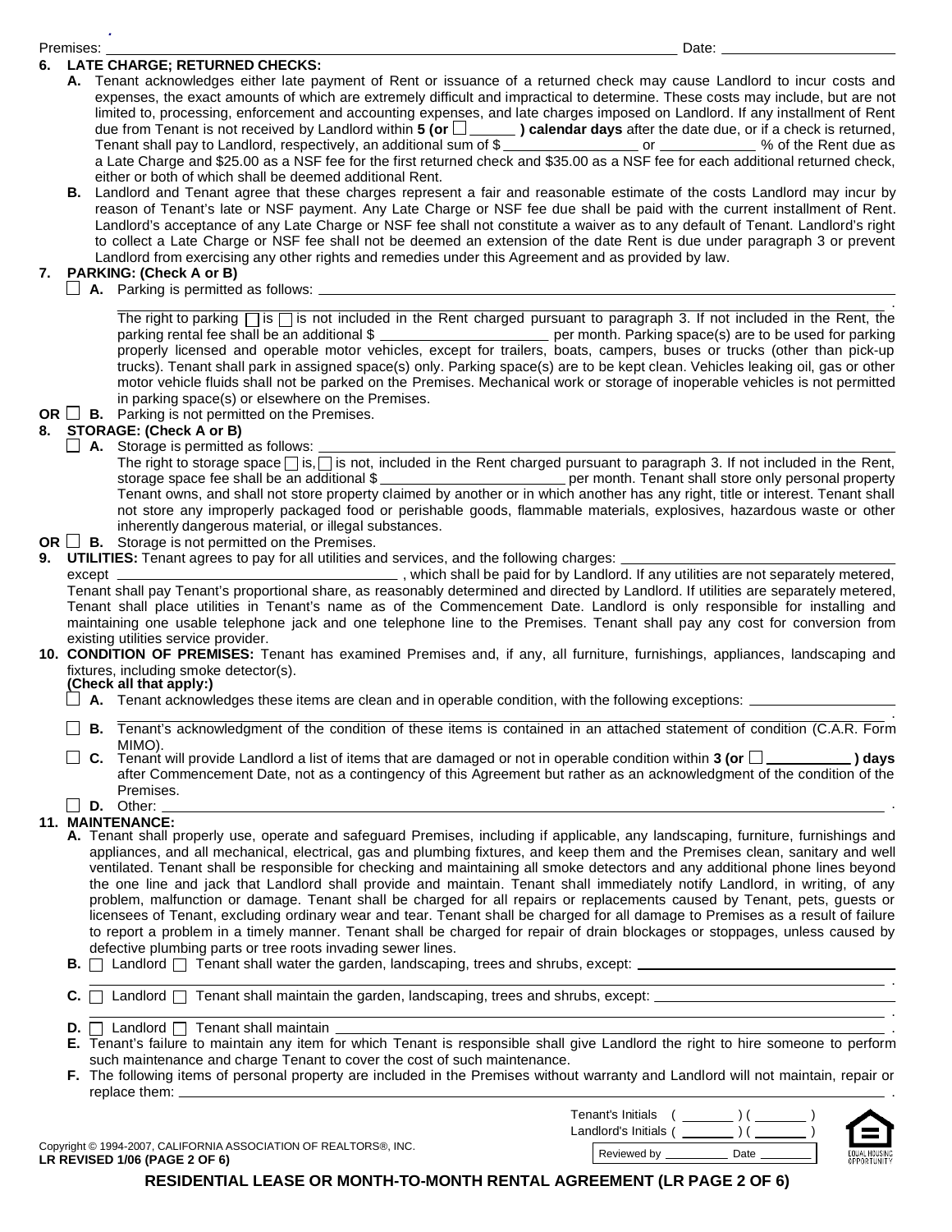Premises: ______________________________ Date: ______________

**6. LATE CHARGE; RETURNED CHECKS:**

**A.** Tenant acknowledges either late payment of Rent or issuance of a returned check may cause Landlord to incur costs and expenses, the exact amounts of which are extremely difficult and impractical to determine. These costs may include, but are not limited to, processing, enforcement and accounting expenses, and late charges imposed on Landlord. If any installment of Rent due from Tenant is not received by Landlord within **5 (or ☐ ______ ) calendar days** after the date due, or if a check is returned, Tenant shall pay to Landlord, respectively, an additional sum of $ ____________ or ____________ % of the Rent due as a Late Charge and $25.00 as a NSF fee for the first returned check and $35.00 as a NSF fee for each additional returned check, either or both of which shall be deemed additional Rent.

**B.** Landlord and Tenant agree that these charges represent a fair and reasonable estimate of the costs Landlord may incur by reason of Tenant's late or NSF payment. Any Late Charge or NSF fee due shall be paid with the current installment of Rent. Landlord's acceptance of any Late Charge or NSF fee shall not constitute a waiver as to any default of Tenant. Landlord's right to collect a Late Charge or NSF fee shall not be deemed an extension of the date Rent is due under paragraph 3 or prevent Landlord from exercising any other rights and remedies under this Agreement and as provided by law.

**7. PARKING: (Check A or B)**

☐ **A.** Parking is permitted as follows: ______________________________

The right to parking ☐ is ☐ is not included in the Rent charged pursuant to paragraph 3. If not included in the Rent, the parking rental fee shall be an additional $ ____________ per month. Parking space(s) are to be used for parking properly licensed and operable motor vehicles, except for trailers, boats, campers, buses or trucks (other than pick-up trucks). Tenant shall park in assigned space(s) only. Parking space(s) are to be kept clean. Vehicles leaking oil, gas or other motor vehicle fluids shall not be parked on the Premises. Mechanical work or storage of inoperable vehicles is not permitted in parking space(s) or elsewhere on the Premises.

**OR** ☐ **B.** Parking is not permitted on the Premises.

**8. STORAGE: (Check A or B)**

☐ **A.** Storage is permitted as follows: ______________________________

The right to storage space ☐ is, ☐ is not, included in the Rent charged pursuant to paragraph 3. If not included in the Rent, storage space fee shall be an additional $ ____________ per month. Tenant shall store only personal property Tenant owns, and shall not store property claimed by another or in which another has any right, title or interest. Tenant shall not store any improperly packaged food or perishable goods, flammable materials, explosives, hazardous waste or other inherently dangerous material, or illegal substances.

**OR** ☐ **B.** Storage is not permitted on the Premises.

**9. UTILITIES:** Tenant agrees to pay for all utilities and services, and the following charges: ____________ except ____________ , which shall be paid for by Landlord. If any utilities are not separately metered, Tenant shall pay Tenant's proportional share, as reasonably determined and directed by Landlord. If utilities are separately metered, Tenant shall place utilities in Tenant's name as of the Commencement Date. Landlord is only responsible for installing and maintaining one usable telephone jack and one telephone line to the Premises. Tenant shall pay any cost for conversion from existing utilities service provider.

**10. CONDITION OF PREMISES:** Tenant has examined Premises and, if any, all furniture, furnishings, appliances, landscaping and fixtures, including smoke detector(s).

**(Check all that apply:)**

☐ **A.** Tenant acknowledges these items are clean and in operable condition, with the following exceptions: ____________

☐ **B.** Tenant's acknowledgment of the condition of these items is contained in an attached statement of condition (C.A.R. Form MIMO).

☐ **C.** Tenant will provide Landlord a list of items that are damaged or not in operable condition within **3 (or ☐ ____________ ) days** after Commencement Date, not as a contingency of this Agreement but rather as an acknowledgment of the condition of the Premises.

☐ **D.** Other: ______________________________

**11. MAINTENANCE:**

**A.** Tenant shall properly use, operate and safeguard Premises, including if applicable, any landscaping, furniture, furnishings and appliances, and all mechanical, electrical, gas and plumbing fixtures, and keep them and the Premises clean, sanitary and well ventilated. Tenant shall be responsible for checking and maintaining all smoke detectors and any additional phone lines beyond the one line and jack that Landlord shall provide and maintain. Tenant shall immediately notify Landlord, in writing, of any problem, malfunction or damage. Tenant shall be charged for all repairs or replacements caused by Tenant, pets, guests or licensees of Tenant, excluding ordinary wear and tear. Tenant shall be charged for all damage to Premises as a result of failure to report a problem in a timely manner. Tenant shall be charged for repair of drain blockages or stoppages, unless caused by defective plumbing parts or tree roots invading sewer lines.

**B.** ☐ Landlord ☐ Tenant shall water the garden, landscaping, trees and shrubs, except: ____________

**C.** ☐ Landlord ☐ Tenant shall maintain the garden, landscaping, trees and shrubs, except: ____________

**D.** ☐ Landlord ☐ Tenant shall maintain ____________

**E.** Tenant's failure to maintain any item for which Tenant is responsible shall give Landlord the right to hire someone to perform such maintenance and charge Tenant to cover the cost of such maintenance.

**F.** The following items of personal property are included in the Premises without warranty and Landlord will not maintain, repair or replace them: ____________

Tenant's Initials ( ______ ) ( ______ )
Landlord's Initials ( ______ ) ( ______ )

Copyright © 1994-2007, CALIFORNIA ASSOCIATION OF REALTORS®, INC.
**LR REVISED 1/06 (PAGE 2 OF 6)**

Reviewed by ______ Date ______

**RESIDENTIAL LEASE OR MONTH-TO-MONTH RENTAL AGREEMENT (LR PAGE 2 OF 6)**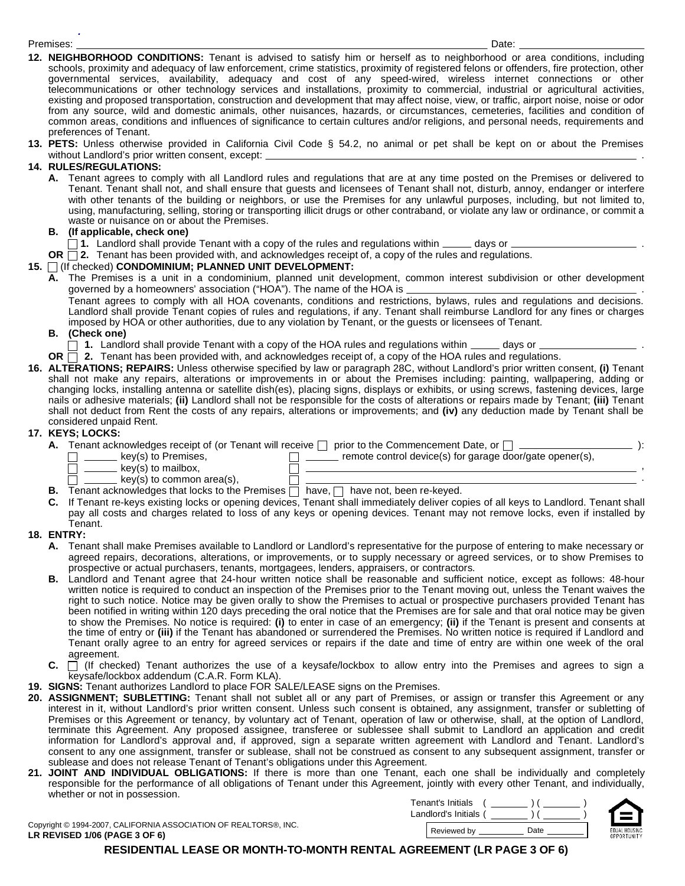Premises: ______________________________________________ Date: ______________

**12. NEIGHBORHOOD CONDITIONS:** Tenant is advised to satisfy him or herself as to neighborhood or area conditions, including schools, proximity and adequacy of law enforcement, crime statistics, proximity of registered felons or offenders, fire protection, other governmental services, availability, adequacy and cost of any speed-wired, wireless internet connections or other telecommunications or other technology services and installations, proximity to commercial, industrial or agricultural activities, existing and proposed transportation, construction and development that may affect noise, view, or traffic, airport noise, noise or odor from any source, wild and domestic animals, other nuisances, hazards, or circumstances, cemeteries, facilities and condition of common areas, conditions and influences of significance to certain cultures and/or religions, and personal needs, requirements and preferences of Tenant.

**13. PETS:** Unless otherwise provided in California Civil Code § 54.2, no animal or pet shall be kept on or about the Premises without Landlord's prior written consent, except: ______________________________________________ .

**14. RULES/REGULATIONS:**

**A.** Tenant agrees to comply with all Landlord rules and regulations that are at any time posted on the Premises or delivered to Tenant. Tenant shall not, and shall ensure that guests and licensees of Tenant shall not, disturb, annoy, endanger or interfere with other tenants of the building or neighbors, or use the Premises for any unlawful purposes, including, but not limited to, using, manufacturing, selling, storing or transporting illicit drugs or other contraband, or violate any law or ordinance, or commit a waste or nuisance on or about the Premises.

**B. (If applicable, check one)**

☐ **1.** Landlord shall provide Tenant with a copy of the rules and regulations within _____ days or ______________________ .

**OR** ☐ **2.** Tenant has been provided with, and acknowledges receipt of, a copy of the rules and regulations.

**15.** ☐ (If checked) **CONDOMINIUM; PLANNED UNIT DEVELOPMENT:**

**A.** The Premises is a unit in a condominium, planned unit development, common interest subdivision or other development governed by a homeowners' association ("HOA"). The name of the HOA is ______________________________________________ .
Tenant agrees to comply with all HOA covenants, conditions and restrictions, bylaws, rules and regulations and decisions. Landlord shall provide Tenant copies of rules and regulations, if any. Tenant shall reimburse Landlord for any fines or charges imposed by HOA or other authorities, due to any violation by Tenant, or the guests or licensees of Tenant.

**B. (Check one)**

☐ **1.** Landlord shall provide Tenant with a copy of the HOA rules and regulations within _____ days or _________________ .

**OR** ☐ **2.** Tenant has been provided with, and acknowledges receipt of, a copy of the HOA rules and regulations.

**16. ALTERATIONS; REPAIRS:** Unless otherwise specified by law or paragraph 28C, without Landlord's prior written consent, **(i)** Tenant shall not make any repairs, alterations or improvements in or about the Premises including: painting, wallpapering, adding or changing locks, installing antenna or satellite dish(es), placing signs, displays or exhibits, or using screws, fastening devices, large nails or adhesive materials; **(ii)** Landlord shall not be responsible for the costs of alterations or repairs made by Tenant; **(iii)** Tenant shall not deduct from Rent the costs of any repairs, alterations or improvements; and **(iv)** any deduction made by Tenant shall be considered unpaid Rent.

**17. KEYS; LOCKS:**

**A.** Tenant acknowledges receipt of (or Tenant will receive ☐ prior to the Commencement Date, or ☐ ____________________ ):

☐ ______ key(s) to Premises, ☐ ______ remote control device(s) for garage door/gate opener(s),
☐ ______ key(s) to mailbox, ☐ ______________________________________________ ,
☐ ______ key(s) to common area(s), ☐ ______________________________________________ .

**B.** Tenant acknowledges that locks to the Premises ☐ have, ☐ have not, been re-keyed.

**C.** If Tenant re-keys existing locks or opening devices, Tenant shall immediately deliver copies of all keys to Landlord. Tenant shall pay all costs and charges related to loss of any keys or opening devices. Tenant may not remove locks, even if installed by Tenant.

**18. ENTRY:**

**A.** Tenant shall make Premises available to Landlord or Landlord's representative for the purpose of entering to make necessary or agreed repairs, decorations, alterations, or improvements, or to supply necessary or agreed services, or to show Premises to prospective or actual purchasers, tenants, mortgagees, lenders, appraisers, or contractors.

**B.** Landlord and Tenant agree that 24-hour written notice shall be reasonable and sufficient notice, except as follows: 48-hour written notice is required to conduct an inspection of the Premises prior to the Tenant moving out, unless the Tenant waives the right to such notice. Notice may be given orally to show the Premises to actual or prospective purchasers provided Tenant has been notified in writing within 120 days preceding the oral notice that the Premises are for sale and that oral notice may be given to show the Premises. No notice is required: **(i)** to enter in case of an emergency; **(ii)** if the Tenant is present and consents at the time of entry or **(iii)** if the Tenant has abandoned or surrendered the Premises. No written notice is required if Landlord and Tenant orally agree to an entry for agreed services or repairs if the date and time of entry are within one week of the oral agreement.

**C.** ☐ (If checked) Tenant authorizes the use of a keysafe/lockbox to allow entry into the Premises and agrees to sign a keysafe/lockbox addendum (C.A.R. Form KLA).

**19. SIGNS:** Tenant authorizes Landlord to place FOR SALE/LEASE signs on the Premises.

**20. ASSIGNMENT; SUBLETTING:** Tenant shall not sublet all or any part of Premises, or assign or transfer this Agreement or any interest in it, without Landlord's prior written consent. Unless such consent is obtained, any assignment, transfer or subletting of Premises or this Agreement or tenancy, by voluntary act of Tenant, operation of law or otherwise, shall, at the option of Landlord, terminate this Agreement. Any proposed assignee, transferee or sublessee shall submit to Landlord an application and credit information for Landlord's approval and, if approved, sign a separate written agreement with Landlord and Tenant. Landlord's consent to any one assignment, transfer or sublease, shall not be construed as consent to any subsequent assignment, transfer or sublease and does not release Tenant of Tenant's obligations under this Agreement.

**21. JOINT AND INDIVIDUAL OBLIGATIONS:** If there is more than one Tenant, each one shall be individually and completely responsible for the performance of all obligations of Tenant under this Agreement, jointly with every other Tenant, and individually, whether or not in possession.

Tenant's Initials ( _______ ) ( _______ )
Landlord's Initials ( _______ ) ( _______ )

Reviewed by _________ Date _______

Copyright © 1994-2007, CALIFORNIA ASSOCIATION OF REALTORS®, INC.
**LR REVISED 1/06 (PAGE 3 OF 6)**

**RESIDENTIAL LEASE OR MONTH-TO-MONTH RENTAL AGREEMENT (LR PAGE 3 OF 6)**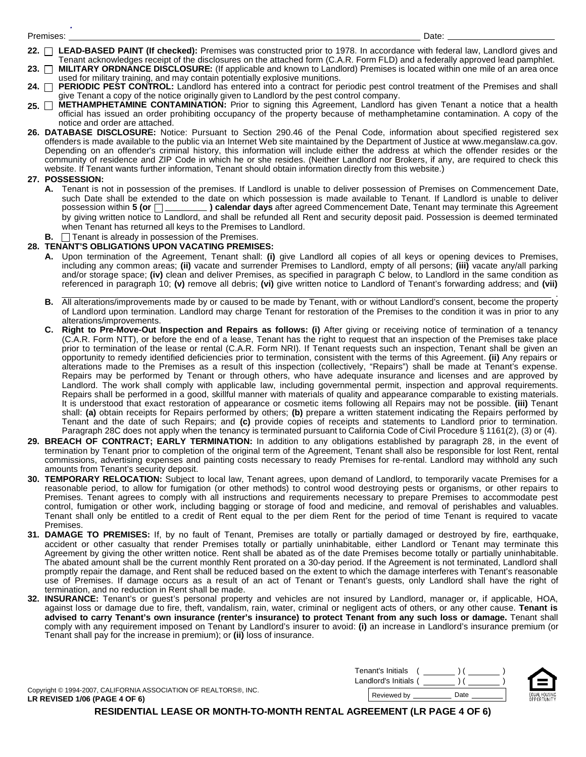Premises: _______________ Date: _______________

**22.** ☐ **LEAD-BASED PAINT (If checked):** Premises was constructed prior to 1978. In accordance with federal law, Landlord gives and Tenant acknowledges receipt of the disclosures on the attached form (C.A.R. Form FLD) and a federally approved lead pamphlet.

**23.** ☐ **MILITARY ORDNANCE DISCLOSURE:** (If applicable and known to Landlord) Premises is located within one mile of an area once used for military training, and may contain potentially explosive munitions.

**24.** ☐ **PERIODIC PEST CONTROL:** Landlord has entered into a contract for periodic pest control treatment of the Premises and shall give Tenant a copy of the notice originally given to Landlord by the pest control company.

**25.** ☐ **METHAMPHETAMINE CONTAMINATION:** Prior to signing this Agreement, Landlord has given Tenant a notice that a health official has issued an order prohibiting occupancy of the property because of methamphetamine contamination. A copy of the notice and order are attached.

**26. DATABASE DISCLOSURE:** Notice: Pursuant to Section 290.46 of the Penal Code, information about specified registered sex offenders is made available to the public via an Internet Web site maintained by the Department of Justice at www.meganslaw.ca.gov. Depending on an offender's criminal history, this information will include either the address at which the offender resides or the community of residence and ZIP Code in which he or she resides. (Neither Landlord nor Brokers, if any, are required to check this website. If Tenant wants further information, Tenant should obtain information directly from this website.)

**27. POSSESSION:**

**A.** Tenant is not in possession of the premises. If Landlord is unable to deliver possession of Premises on Commencement Date, such Date shall be extended to the date on which possession is made available to Tenant. If Landlord is unable to deliver possession within **5 (or** ☐ _________ **) calendar days** after agreed Commencement Date, Tenant may terminate this Agreement by giving written notice to Landlord, and shall be refunded all Rent and security deposit paid. Possession is deemed terminated when Tenant has returned all keys to the Premises to Landlord.

**B.** ☐ Tenant is already in possession of the Premises.

**28. TENANT'S OBLIGATIONS UPON VACATING PREMISES:**

**A.** Upon termination of the Agreement, Tenant shall: **(i)** give Landlord all copies of all keys or opening devices to Premises, including any common areas; **(ii)** vacate and surrender Premises to Landlord, empty of all persons; **(iii)** vacate any/all parking and/or storage space; **(iv)** clean and deliver Premises, as specified in paragraph C below, to Landlord in the same condition as referenced in paragraph 10; **(v)** remove all debris; **(vi)** give written notice to Landlord of Tenant's forwarding address; and **(vii)** _______________________________________________.

**B.** All alterations/improvements made by or caused to be made by Tenant, with or without Landlord's consent, become the property of Landlord upon termination. Landlord may charge Tenant for restoration of the Premises to the condition it was in prior to any alterations/improvements.

**C. Right to Pre-Move-Out Inspection and Repairs as follows: (i)** After giving or receiving notice of termination of a tenancy (C.A.R. Form NTT), or before the end of a lease, Tenant has the right to request that an inspection of the Premises take place prior to termination of the lease or rental (C.A.R. Form NRI). If Tenant requests such an inspection, Tenant shall be given an opportunity to remedy identified deficiencies prior to termination, consistent with the terms of this Agreement. **(ii)** Any repairs or alterations made to the Premises as a result of this inspection (collectively, "Repairs") shall be made at Tenant's expense. Repairs may be performed by Tenant or through others, who have adequate insurance and licenses and are approved by Landlord. The work shall comply with applicable law, including governmental permit, inspection and approval requirements. Repairs shall be performed in a good, skillful manner with materials of quality and appearance comparable to existing materials. It is understood that exact restoration of appearance or cosmetic items following all Repairs may not be possible. **(iii)** Tenant shall: **(a)** obtain receipts for Repairs performed by others; **(b)** prepare a written statement indicating the Repairs performed by Tenant and the date of such Repairs; and **(c)** provide copies of receipts and statements to Landlord prior to termination. Paragraph 28C does not apply when the tenancy is terminated pursuant to California Code of Civil Procedure § 1161(2), (3) or (4).

**29. BREACH OF CONTRACT; EARLY TERMINATION:** In addition to any obligations established by paragraph 28, in the event of termination by Tenant prior to completion of the original term of the Agreement, Tenant shall also be responsible for lost Rent, rental commissions, advertising expenses and painting costs necessary to ready Premises for re-rental. Landlord may withhold any such amounts from Tenant's security deposit.

**30. TEMPORARY RELOCATION:** Subject to local law, Tenant agrees, upon demand of Landlord, to temporarily vacate Premises for a reasonable period, to allow for fumigation (or other methods) to control wood destroying pests or organisms, or other repairs to Premises. Tenant agrees to comply with all instructions and requirements necessary to prepare Premises to accommodate pest control, fumigation or other work, including bagging or storage of food and medicine, and removal of perishables and valuables. Tenant shall only be entitled to a credit of Rent equal to the per diem Rent for the period of time Tenant is required to vacate Premises.

**31. DAMAGE TO PREMISES:** If, by no fault of Tenant, Premises are totally or partially damaged or destroyed by fire, earthquake, accident or other casualty that render Premises totally or partially uninhabitable, either Landlord or Tenant may terminate this Agreement by giving the other written notice. Rent shall be abated as of the date Premises become totally or partially uninhabitable. The abated amount shall be the current monthly Rent prorated on a 30-day period. If the Agreement is not terminated, Landlord shall promptly repair the damage, and Rent shall be reduced based on the extent to which the damage interferes with Tenant's reasonable use of Premises. If damage occurs as a result of an act of Tenant or Tenant's guests, only Landlord shall have the right of termination, and no reduction in Rent shall be made.

**32. INSURANCE:** Tenant's or guest's personal property and vehicles are not insured by Landlord, manager or, if applicable, HOA, against loss or damage due to fire, theft, vandalism, rain, water, criminal or negligent acts of others, or any other cause. **Tenant is advised to carry Tenant's own insurance (renter's insurance) to protect Tenant from any such loss or damage.** Tenant shall comply with any requirement imposed on Tenant by Landlord's insurer to avoid: **(i)** an increase in Landlord's insurance premium (or Tenant shall pay for the increase in premium); or **(ii)** loss of insurance.

Tenant's Initials ( _______ ) ( _______ )
Landlord's Initials ( _______ ) ( _______ )

Reviewed by _________ Date _______

Copyright © 1994-2007, CALIFORNIA ASSOCIATION OF REALTORS®, INC.
**LR REVISED 1/06 (PAGE 4 OF 6)**

**RESIDENTIAL LEASE OR MONTH-TO-MONTH RENTAL AGREEMENT (LR PAGE 4 OF 6)**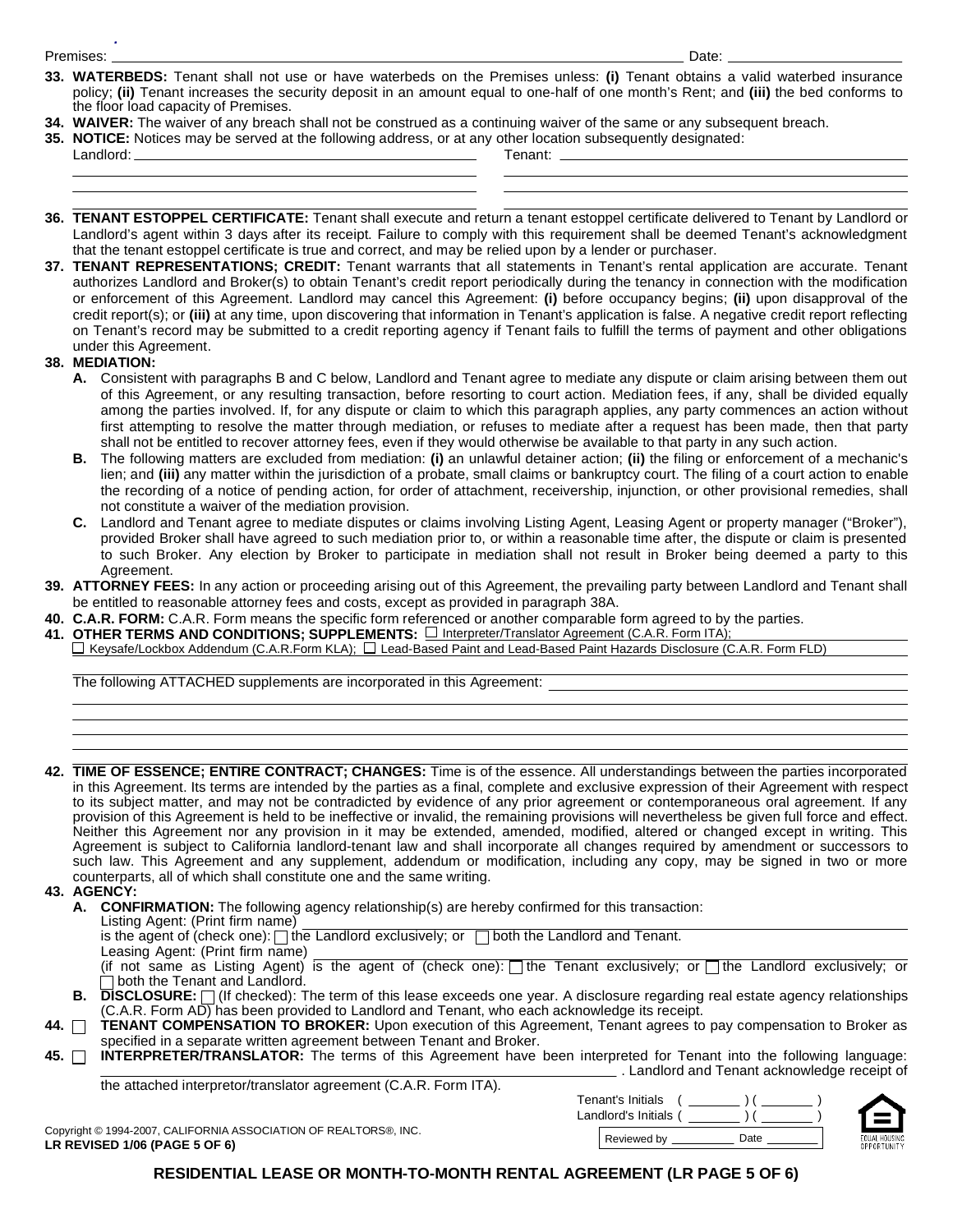Premises: ______________________________ Date: ______________

**33. WATERBEDS:** Tenant shall not use or have waterbeds on the Premises unless: **(i)** Tenant obtains a valid waterbed insurance policy; **(ii)** Tenant increases the security deposit in an amount equal to one-half of one month's Rent; and **(iii)** the bed conforms to the floor load capacity of Premises.

**34. WAIVER:** The waiver of any breach shall not be construed as a continuing waiver of the same or any subsequent breach.

**35. NOTICE:** Notices may be served at the following address, or at any other location subsequently designated:

Landlord: ______________________________ Tenant: ______________________________

**36. TENANT ESTOPPEL CERTIFICATE:** Tenant shall execute and return a tenant estoppel certificate delivered to Tenant by Landlord or Landlord's agent within 3 days after its receipt. Failure to comply with this requirement shall be deemed Tenant's acknowledgment that the tenant estoppel certificate is true and correct, and may be relied upon by a lender or purchaser.

**37. TENANT REPRESENTATIONS; CREDIT:** Tenant warrants that all statements in Tenant's rental application are accurate. Tenant authorizes Landlord and Broker(s) to obtain Tenant's credit report periodically during the tenancy in connection with the modification or enforcement of this Agreement. Landlord may cancel this Agreement: **(i)** before occupancy begins; **(ii)** upon disapproval of the credit report(s); or **(iii)** at any time, upon discovering that information in Tenant's application is false. A negative credit report reflecting on Tenant's record may be submitted to a credit reporting agency if Tenant fails to fulfill the terms of payment and other obligations under this Agreement.

**38. MEDIATION:**

**A.** Consistent with paragraphs B and C below, Landlord and Tenant agree to mediate any dispute or claim arising between them out of this Agreement, or any resulting transaction, before resorting to court action. Mediation fees, if any, shall be divided equally among the parties involved. If, for any dispute or claim to which this paragraph applies, any party commences an action without first attempting to resolve the matter through mediation, or refuses to mediate after a request has been made, then that party shall not be entitled to recover attorney fees, even if they would otherwise be available to that party in any such action.

**B.** The following matters are excluded from mediation: **(i)** an unlawful detainer action; **(ii)** the filing or enforcement of a mechanic's lien; and **(iii)** any matter within the jurisdiction of a probate, small claims or bankruptcy court. The filing of a court action to enable the recording of a notice of pending action, for order of attachment, receivership, injunction, or other provisional remedies, shall not constitute a waiver of the mediation provision.

**C.** Landlord and Tenant agree to mediate disputes or claims involving Listing Agent, Leasing Agent or property manager ("Broker"), provided Broker shall have agreed to such mediation prior to, or within a reasonable time after, the dispute or claim is presented to such Broker. Any election by Broker to participate in mediation shall not result in Broker being deemed a party to this Agreement.

**39. ATTORNEY FEES:** In any action or proceeding arising out of this Agreement, the prevailing party between Landlord and Tenant shall be entitled to reasonable attorney fees and costs, except as provided in paragraph 38A.

**40. C.A.R. FORM:** C.A.R. Form means the specific form referenced or another comparable form agreed to by the parties.

**41. OTHER TERMS AND CONDITIONS; SUPPLEMENTS:** ☐ Interpreter/Translator Agreement (C.A.R. Form ITA); ☐ Keysafe/Lockbox Addendum (C.A.R.Form KLA); ☐ Lead-Based Paint and Lead-Based Paint Hazards Disclosure (C.A.R. Form FLD)

The following ATTACHED supplements are incorporated in this Agreement: ______________________________

**42. TIME OF ESSENCE; ENTIRE CONTRACT; CHANGES:** Time is of the essence. All understandings between the parties incorporated in this Agreement. Its terms are intended by the parties as a final, complete and exclusive expression of their Agreement with respect to its subject matter, and may not be contradicted by evidence of any prior agreement or contemporaneous oral agreement. If any provision of this Agreement is held to be ineffective or invalid, the remaining provisions will nevertheless be given full force and effect. Neither this Agreement nor any provision in it may be extended, amended, modified, altered or changed except in writing. This Agreement is subject to California landlord-tenant law and shall incorporate all changes required by amendment or successors to such law. This Agreement and any supplement, addendum or modification, including any copy, may be signed in two or more counterparts, all of which shall constitute one and the same writing.

**43. AGENCY:**

**A. CONFIRMATION:** The following agency relationship(s) are hereby confirmed for this transaction:
Listing Agent: (Print firm name) ______________________________
is the agent of (check one): ☐ the Landlord exclusively; or ☐ both the Landlord and Tenant.
Leasing Agent: (Print firm name) ______________________________
(if not same as Listing Agent) is the agent of (check one): ☐ the Tenant exclusively; or ☐ the Landlord exclusively; or ☐ both the Tenant and Landlord.

**B. DISCLOSURE:** ☐ (If checked): The term of this lease exceeds one year. A disclosure regarding real estate agency relationships (C.A.R. Form AD) has been provided to Landlord and Tenant, who each acknowledge its receipt.

**44.** ☐ **TENANT COMPENSATION TO BROKER:** Upon execution of this Agreement, Tenant agrees to pay compensation to Broker as specified in a separate written agreement between Tenant and Broker.

**45.** ☐ **INTERPRETER/TRANSLATOR:** The terms of this Agreement have been interpreted for Tenant into the following language: ______________________________. Landlord and Tenant acknowledge receipt of the attached interpretor/translator agreement (C.A.R. Form ITA).

Tenant's Initials ( _______ ) ( _______ )
Landlord's Initials ( _______ ) ( _______ )

Copyright © 1994-2007, CALIFORNIA ASSOCIATION OF REALTORS®, INC.
**LR REVISED 1/06 (PAGE 5 OF 6)**

Reviewed by _________ Date _______

**RESIDENTIAL LEASE OR MONTH-TO-MONTH RENTAL AGREEMENT (LR PAGE 5 OF 6)**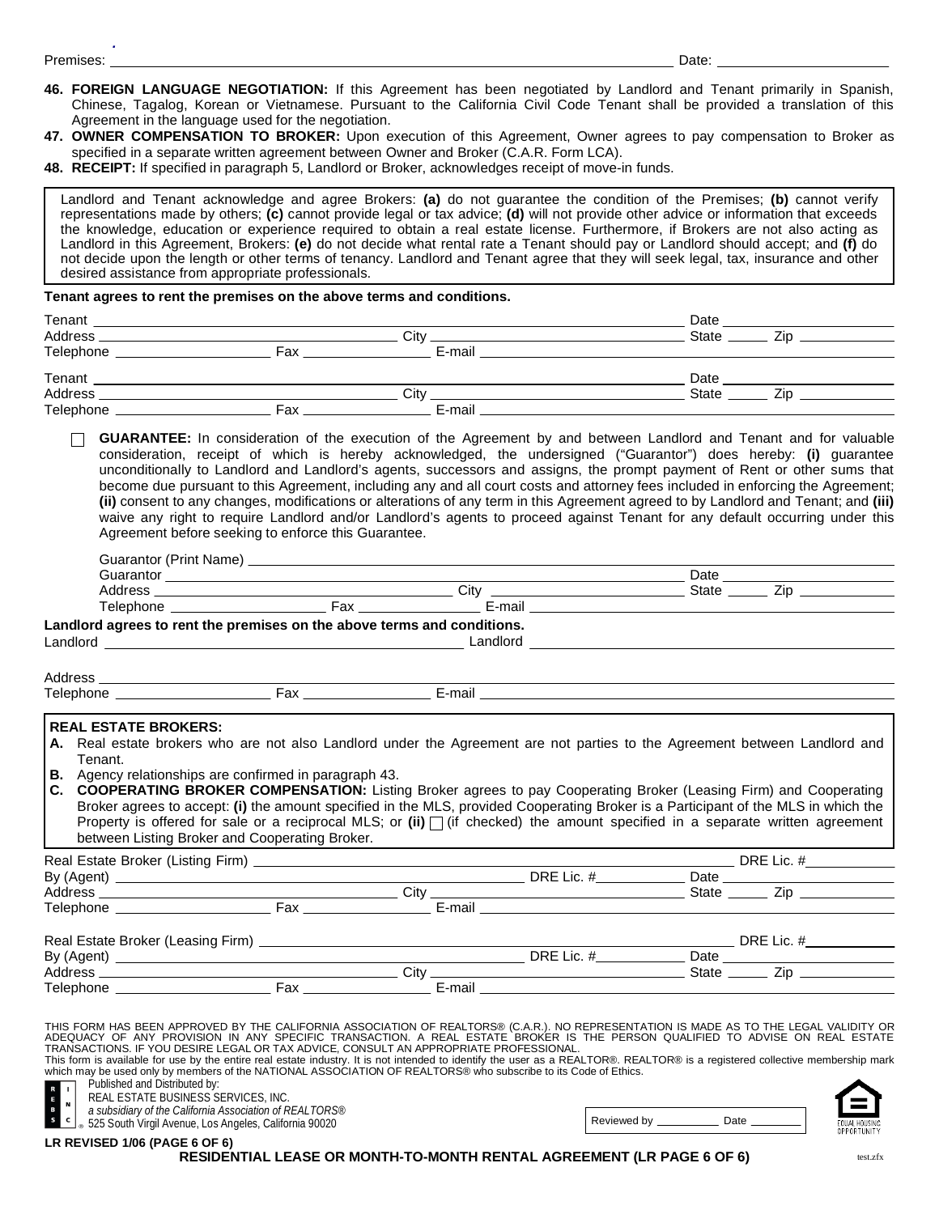Premises: ______________________________________________ Date: ______________

**46. FOREIGN LANGUAGE NEGOTIATION:** If this Agreement has been negotiated by Landlord and Tenant primarily in Spanish, Chinese, Tagalog, Korean or Vietnamese. Pursuant to the California Civil Code Tenant shall be provided a translation of this Agreement in the language used for the negotiation.

**47. OWNER COMPENSATION TO BROKER:** Upon execution of this Agreement, Owner agrees to pay compensation to Broker as specified in a separate written agreement between Owner and Broker (C.A.R. Form LCA).

**48. RECEIPT:** If specified in paragraph 5, Landlord or Broker, acknowledges receipt of move-in funds.

Landlord and Tenant acknowledge and agree Brokers: **(a)** do not guarantee the condition of the Premises; **(b)** cannot verify representations made by others; **(c)** cannot provide legal or tax advice; **(d)** will not provide other advice or information that exceeds the knowledge, education or experience required to obtain a real estate license. Furthermore, if Brokers are not also acting as Landlord in this Agreement, Brokers: **(e)** do not decide what rental rate a Tenant should pay or Landlord should accept; and **(f)** do not decide upon the length or other terms of tenancy. Landlord and Tenant agree that they will seek legal, tax, insurance and other desired assistance from appropriate professionals.

**Tenant agrees to rent the premises on the above terms and conditions.**

Tenant ______________________________________________ Date ______________
Address ______________________ City ______________________ State ______ Zip ______
Telephone ______________ Fax ______________ E-mail ______________________

Tenant ______________________________________________ Date ______________
Address ______________________ City ______________________ State ______ Zip ______
Telephone ______________ Fax ______________ E-mail ______________________

☐ **GUARANTEE:** In consideration of the execution of the Agreement by and between Landlord and Tenant and for valuable consideration, receipt of which is hereby acknowledged, the undersigned ("Guarantor") does hereby: **(i)** guarantee unconditionally to Landlord and Landlord's agents, successors and assigns, the prompt payment of Rent or other sums that become due pursuant to this Agreement, including any and all court costs and attorney fees included in enforcing the Agreement; **(ii)** consent to any changes, modifications or alterations of any term in this Agreement agreed to by Landlord and Tenant; and **(iii)** waive any right to require Landlord and/or Landlord's agents to proceed against Tenant for any default occurring under this Agreement before seeking to enforce this Guarantee.

Guarantor (Print Name) ______________________________________________
Guarantor ______________________________________________ Date ______________
Address ______________________ City ______________________ State ______ Zip ______
Telephone ______________ Fax ______________ E-mail ______________________

**Landlord agrees to rent the premises on the above terms and conditions.**

Landlord ______________________________ Landlord ______________________________

Address ______________________________________________
Telephone ______________ Fax ______________ E-mail ______________________

**REAL ESTATE BROKERS:**

**A.** Real estate brokers who are not also Landlord under the Agreement are not parties to the Agreement between Landlord and Tenant.

**B.** Agency relationships are confirmed in paragraph 43.

**C. COOPERATING BROKER COMPENSATION:** Listing Broker agrees to pay Cooperating Broker (Leasing Firm) and Cooperating Broker agrees to accept: **(i)** the amount specified in the MLS, provided Cooperating Broker is a Participant of the MLS in which the Property is offered for sale or a reciprocal MLS; or **(ii)** ☐ (if checked) the amount specified in a separate written agreement between Listing Broker and Cooperating Broker.

Real Estate Broker (Listing Firm) ______________________________ DRE Lic. # ______________
By (Agent) ______________________________ DRE Lic. # ______________ Date ______________
Address ______________________ City ______________________ State ______ Zip ______
Telephone ______________ Fax ______________ E-mail ______________________

Real Estate Broker (Leasing Firm) ______________________________ DRE Lic. # ______________
By (Agent) ______________________________ DRE Lic. # ______________ Date ______________
Address ______________________ City ______________________ State ______ Zip ______
Telephone ______________ Fax ______________ E-mail ______________________

THIS FORM HAS BEEN APPROVED BY THE CALIFORNIA ASSOCIATION OF REALTORS® (C.A.R.). NO REPRESENTATION IS MADE AS TO THE LEGAL VALIDITY OR ADEQUACY OF ANY PROVISION IN ANY SPECIFIC TRANSACTION. A REAL ESTATE BROKER IS THE PERSON QUALIFIED TO ADVISE ON REAL ESTATE TRANSACTIONS. IF YOU DESIRE LEGAL OR TAX ADVICE, CONSULT AN APPROPRIATE PROFESSIONAL.
This form is available for use by the entire real estate industry. It is not intended to identify the user as a REALTOR®. REALTOR® is a registered collective membership mark which may be used only by members of the NATIONAL ASSOCIATION OF REALTORS® who subscribe to its Code of Ethics.

Published and Distributed by:
REAL ESTATE BUSINESS SERVICES, INC.
*a subsidiary of the California Association of REALTORS®*
525 South Virgil Avenue, Los Angeles, California 90020

Reviewed by ______________ Date ______________

LR REVISED 1/06 (PAGE 6 OF 6)

**RESIDENTIAL LEASE OR MONTH-TO-MONTH RENTAL AGREEMENT (LR PAGE 6 OF 6)**